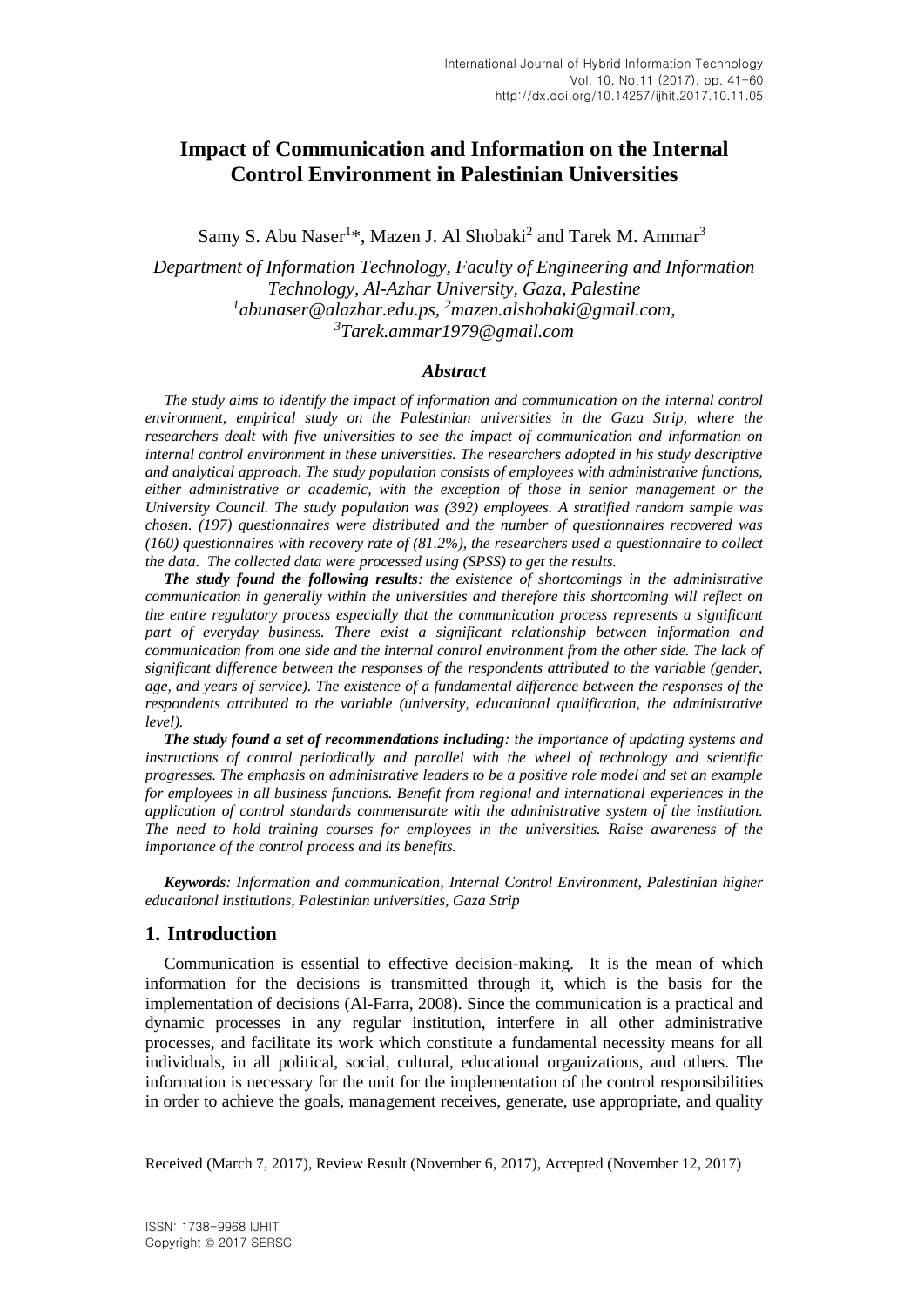# Impact of Communication and Information on the Internal Control Environment in Palestinian Universities

Samy S. Abu Naser[1]*, Mazen J. Al Shobaki[2] and Tarek M. Ammar[3]

*Department of Information Technology, Faculty of Engineering and Information Technology, Al-Azhar University, Gaza, Palestine*
*[1]abunaser@alazhar.edu.ps, [2]mazen.alshobaki@gmail.com, [3]Tarek.ammar1979@gmail.com*

### *Abstract*

*The study aims to identify the impact of information and communication on the internal control environment, empirical study on the Palestinian universities in the Gaza Strip, where the researchers dealt with five universities to see the impact of communication and information on internal control environment in these universities. The researchers adopted in his study descriptive and analytical approach. The study population consists of employees with administrative functions, either administrative or academic, with the exception of those in senior management or the University Council. The study population was (392) employees. A stratified random sample was chosen. (197) questionnaires were distributed and the number of questionnaires recovered was (160) questionnaires with recovery rate of (81.2%), the researchers used a questionnaire to collect the data. The collected data were processed using (SPSS) to get the results.*

***The study found the following results****: the existence of shortcomings in the administrative communication in generally within the universities and therefore this shortcoming will reflect on the entire regulatory process especially that the communication process represents a significant part of everyday business. There exist a significant relationship between information and communication from one side and the internal control environment from the other side. The lack of significant difference between the responses of the respondents attributed to the variable (gender, age, and years of service). The existence of a fundamental difference between the responses of the respondents attributed to the variable (university, educational qualification, the administrative level).*

***The study found a set of recommendations including****: the importance of updating systems and instructions of control periodically and parallel with the wheel of technology and scientific progresses. The emphasis on administrative leaders to be a positive role model and set an example for employees in all business functions. Benefit from regional and international experiences in the application of control standards commensurate with the administrative system of the institution. The need to hold training courses for employees in the universities. Raise awareness of the importance of the control process and its benefits.*

***Keywords****: Information and communication, Internal Control Environment, Palestinian higher educational institutions, Palestinian universities, Gaza Strip*

## 1. Introduction

Communication is essential to effective decision-making. It is the mean of which information for the decisions is transmitted through it, which is the basis for the implementation of decisions (Al-Farra, 2008). Since the communication is a practical and dynamic processes in any regular institution, interfere in all other administrative processes, and facilitate its work which constitute a fundamental necessity means for all individuals, in all political, social, cultural, educational organizations, and others. The information is necessary for the unit for the implementation of the control responsibilities in order to achieve the goals, management receives, generate, use appropriate, and quality

Received (March 7, 2017), Review Result (November 6, 2017), Accepted (November 12, 2017)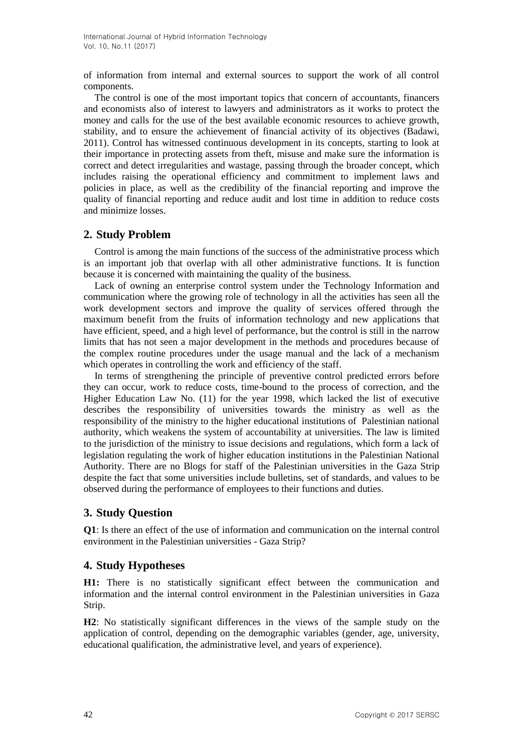of information from internal and external sources to support the work of all control components.

The control is one of the most important topics that concern of accountants, financers and economists also of interest to lawyers and administrators as it works to protect the money and calls for the use of the best available economic resources to achieve growth, stability, and to ensure the achievement of financial activity of its objectives (Badawi, 2011). Control has witnessed continuous development in its concepts, starting to look at their importance in protecting assets from theft, misuse and make sure the information is correct and detect irregularities and wastage, passing through the broader concept, which includes raising the operational efficiency and commitment to implement laws and policies in place, as well as the credibility of the financial reporting and improve the quality of financial reporting and reduce audit and lost time in addition to reduce costs and minimize losses.

## 2. Study Problem

Control is among the main functions of the success of the administrative process which is an important job that overlap with all other administrative functions. It is function because it is concerned with maintaining the quality of the business.

Lack of owning an enterprise control system under the Technology Information and communication where the growing role of technology in all the activities has seen all the work development sectors and improve the quality of services offered through the maximum benefit from the fruits of information technology and new applications that have efficient, speed, and a high level of performance, but the control is still in the narrow limits that has not seen a major development in the methods and procedures because of the complex routine procedures under the usage manual and the lack of a mechanism which operates in controlling the work and efficiency of the staff.

In terms of strengthening the principle of preventive control predicted errors before they can occur, work to reduce costs, time-bound to the process of correction, and the Higher Education Law No. (11) for the year 1998, which lacked the list of executive describes the responsibility of universities towards the ministry as well as the responsibility of the ministry to the higher educational institutions of Palestinian national authority, which weakens the system of accountability at universities. The law is limited to the jurisdiction of the ministry to issue decisions and regulations, which form a lack of legislation regulating the work of higher education institutions in the Palestinian National Authority. There are no Blogs for staff of the Palestinian universities in the Gaza Strip despite the fact that some universities include bulletins, set of standards, and values to be observed during the performance of employees to their functions and duties.

## 3. Study Question

**Q1**: Is there an effect of the use of information and communication on the internal control environment in the Palestinian universities - Gaza Strip?

## 4. Study Hypotheses

**H1:** There is no statistically significant effect between the communication and information and the internal control environment in the Palestinian universities in Gaza Strip.

**H2**: No statistically significant differences in the views of the sample study on the application of control, depending on the demographic variables (gender, age, university, educational qualification, the administrative level, and years of experience).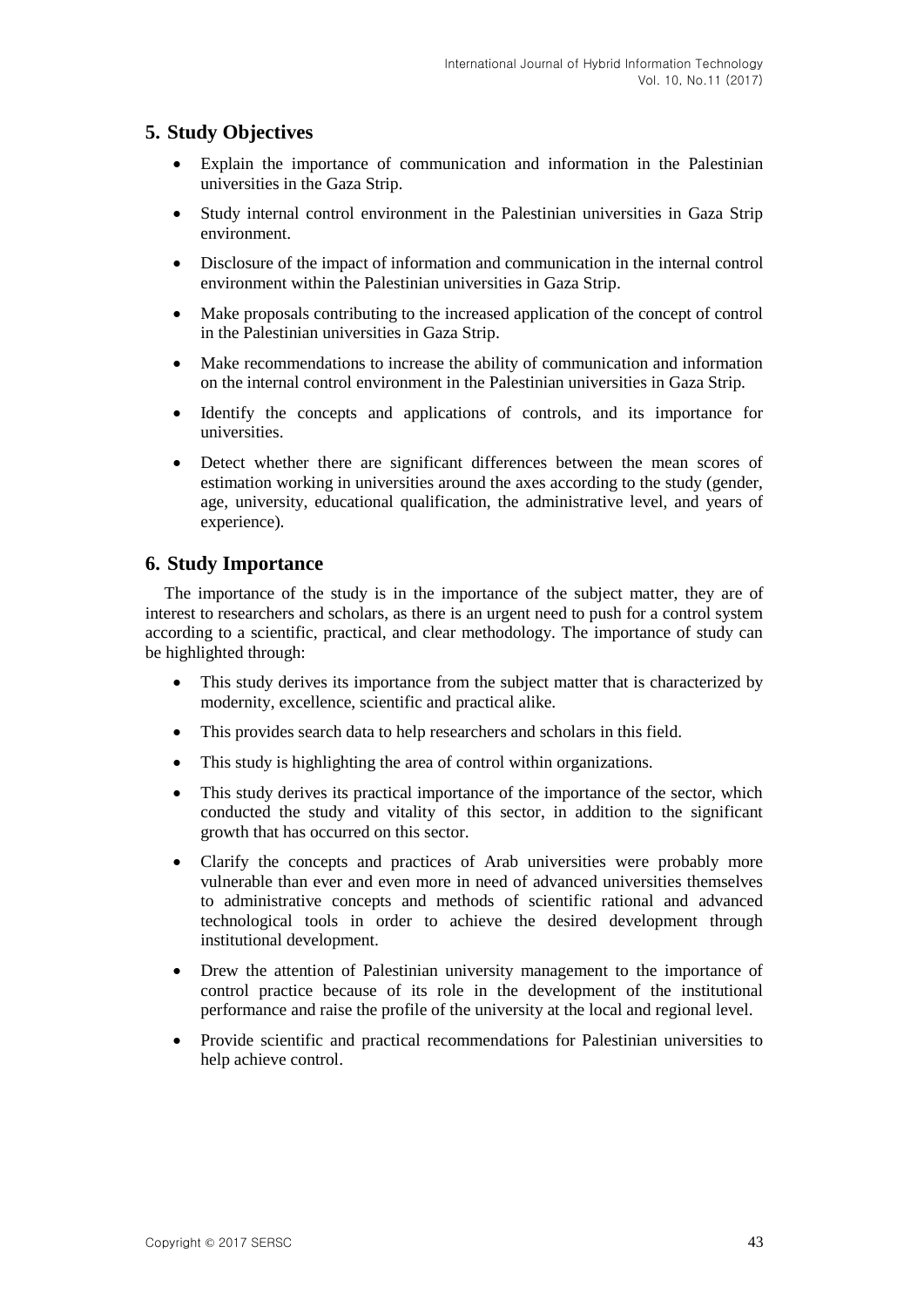## 5. Study Objectives

- Explain the importance of communication and information in the Palestinian universities in the Gaza Strip.
- Study internal control environment in the Palestinian universities in Gaza Strip environment.
- Disclosure of the impact of information and communication in the internal control environment within the Palestinian universities in Gaza Strip.
- Make proposals contributing to the increased application of the concept of control in the Palestinian universities in Gaza Strip.
- Make recommendations to increase the ability of communication and information on the internal control environment in the Palestinian universities in Gaza Strip.
- Identify the concepts and applications of controls, and its importance for universities.
- Detect whether there are significant differences between the mean scores of estimation working in universities around the axes according to the study (gender, age, university, educational qualification, the administrative level, and years of experience).

## 6. Study Importance

The importance of the study is in the importance of the subject matter, they are of interest to researchers and scholars, as there is an urgent need to push for a control system according to a scientific, practical, and clear methodology. The importance of study can be highlighted through:

- This study derives its importance from the subject matter that is characterized by modernity, excellence, scientific and practical alike.
- This provides search data to help researchers and scholars in this field.
- This study is highlighting the area of control within organizations.
- This study derives its practical importance of the importance of the sector, which conducted the study and vitality of this sector, in addition to the significant growth that has occurred on this sector.
- Clarify the concepts and practices of Arab universities were probably more vulnerable than ever and even more in need of advanced universities themselves to administrative concepts and methods of scientific rational and advanced technological tools in order to achieve the desired development through institutional development.
- Drew the attention of Palestinian university management to the importance of control practice because of its role in the development of the institutional performance and raise the profile of the university at the local and regional level.
- Provide scientific and practical recommendations for Palestinian universities to help achieve control.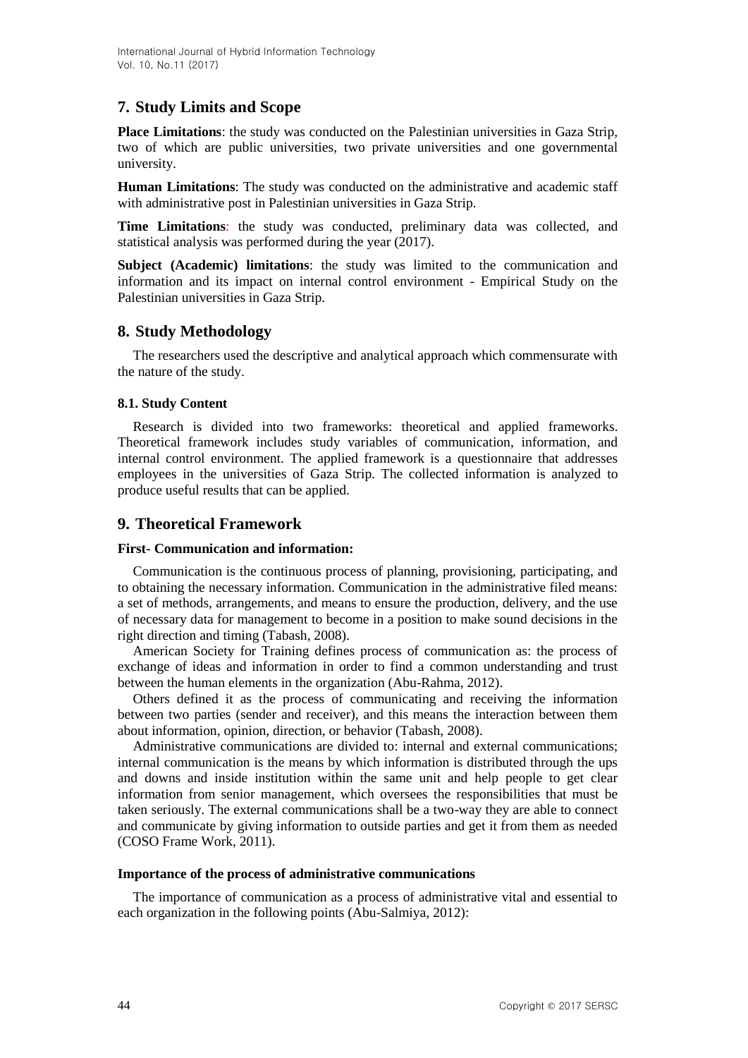## 7. Study Limits and Scope

**Place Limitations**: the study was conducted on the Palestinian universities in Gaza Strip, two of which are public universities, two private universities and one governmental university.

**Human Limitations**: The study was conducted on the administrative and academic staff with administrative post in Palestinian universities in Gaza Strip.

**Time Limitations**: the study was conducted, preliminary data was collected, and statistical analysis was performed during the year (2017).

**Subject (Academic) limitations**: the study was limited to the communication and information and its impact on internal control environment - Empirical Study on the Palestinian universities in Gaza Strip.

## 8. Study Methodology

The researchers used the descriptive and analytical approach which commensurate with the nature of the study.

### 8.1. Study Content

Research is divided into two frameworks: theoretical and applied frameworks. Theoretical framework includes study variables of communication, information, and internal control environment. The applied framework is a questionnaire that addresses employees in the universities of Gaza Strip. The collected information is analyzed to produce useful results that can be applied.

## 9. Theoretical Framework

**First- Communication and information:**

Communication is the continuous process of planning, provisioning, participating, and to obtaining the necessary information. Communication in the administrative filed means: a set of methods, arrangements, and means to ensure the production, delivery, and the use of necessary data for management to become in a position to make sound decisions in the right direction and timing (Tabash, 2008).

American Society for Training defines process of communication as: the process of exchange of ideas and information in order to find a common understanding and trust between the human elements in the organization (Abu-Rahma, 2012).

Others defined it as the process of communicating and receiving the information between two parties (sender and receiver), and this means the interaction between them about information, opinion, direction, or behavior (Tabash, 2008).

Administrative communications are divided to: internal and external communications; internal communication is the means by which information is distributed through the ups and downs and inside institution within the same unit and help people to get clear information from senior management, which oversees the responsibilities that must be taken seriously. The external communications shall be a two-way they are able to connect and communicate by giving information to outside parties and get it from them as needed (COSO Frame Work, 2011).

**Importance of the process of administrative communications**

The importance of communication as a process of administrative vital and essential to each organization in the following points (Abu-Salmiya, 2012):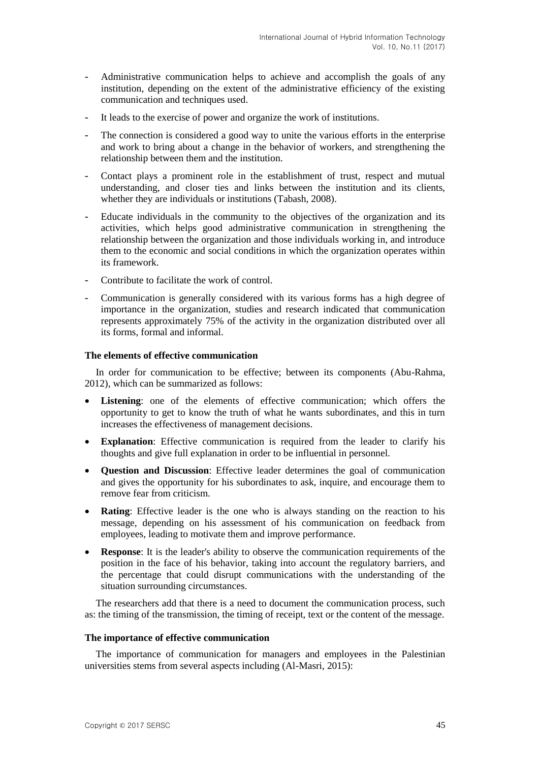- Administrative communication helps to achieve and accomplish the goals of any institution, depending on the extent of the administrative efficiency of the existing communication and techniques used.
- It leads to the exercise of power and organize the work of institutions.
- The connection is considered a good way to unite the various efforts in the enterprise and work to bring about a change in the behavior of workers, and strengthening the relationship between them and the institution.
- Contact plays a prominent role in the establishment of trust, respect and mutual understanding, and closer ties and links between the institution and its clients, whether they are individuals or institutions (Tabash, 2008).
- Educate individuals in the community to the objectives of the organization and its activities, which helps good administrative communication in strengthening the relationship between the organization and those individuals working in, and introduce them to the economic and social conditions in which the organization operates within its framework.
- Contribute to facilitate the work of control.
- Communication is generally considered with its various forms has a high degree of importance in the organization, studies and research indicated that communication represents approximately 75% of the activity in the organization distributed over all its forms, formal and informal.

**The elements of effective communication**

In order for communication to be effective; between its components (Abu-Rahma, 2012), which can be summarized as follows:

- **Listening**: one of the elements of effective communication; which offers the opportunity to get to know the truth of what he wants subordinates, and this in turn increases the effectiveness of management decisions.
- **Explanation**: Effective communication is required from the leader to clarify his thoughts and give full explanation in order to be influential in personnel.
- **Question and Discussion**: Effective leader determines the goal of communication and gives the opportunity for his subordinates to ask, inquire, and encourage them to remove fear from criticism.
- **Rating**: Effective leader is the one who is always standing on the reaction to his message, depending on his assessment of his communication on feedback from employees, leading to motivate them and improve performance.
- **Response**: It is the leader's ability to observe the communication requirements of the position in the face of his behavior, taking into account the regulatory barriers, and the percentage that could disrupt communications with the understanding of the situation surrounding circumstances.

The researchers add that there is a need to document the communication process, such as: the timing of the transmission, the timing of receipt, text or the content of the message.

**The importance of effective communication**

The importance of communication for managers and employees in the Palestinian universities stems from several aspects including (Al-Masri, 2015):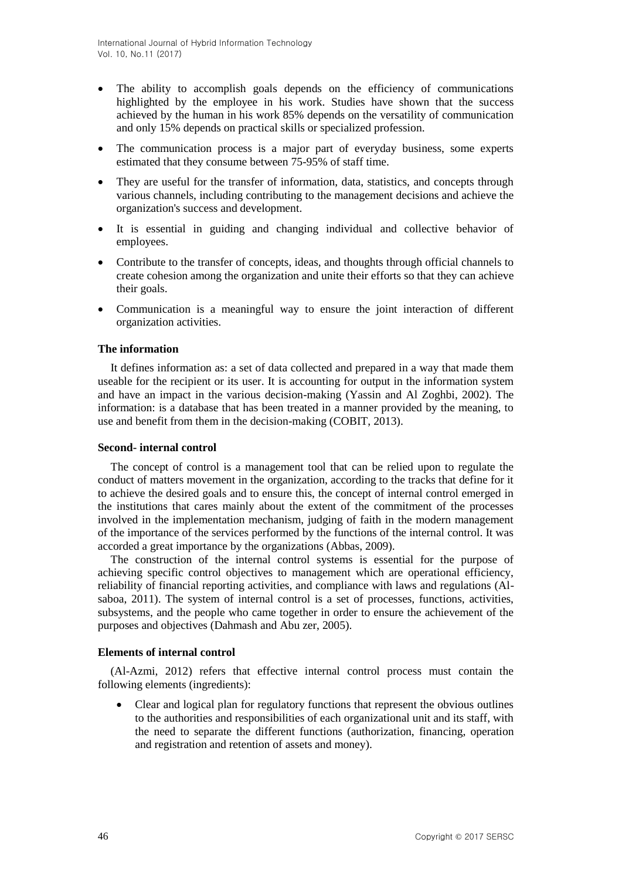- The ability to accomplish goals depends on the efficiency of communications highlighted by the employee in his work. Studies have shown that the success achieved by the human in his work 85% depends on the versatility of communication and only 15% depends on practical skills or specialized profession.
- The communication process is a major part of everyday business, some experts estimated that they consume between 75-95% of staff time.
- They are useful for the transfer of information, data, statistics, and concepts through various channels, including contributing to the management decisions and achieve the organization's success and development.
- It is essential in guiding and changing individual and collective behavior of employees.
- Contribute to the transfer of concepts, ideas, and thoughts through official channels to create cohesion among the organization and unite their efforts so that they can achieve their goals.
- Communication is a meaningful way to ensure the joint interaction of different organization activities.

**The information**

It defines information as: a set of data collected and prepared in a way that made them useable for the recipient or its user. It is accounting for output in the information system and have an impact in the various decision-making (Yassin and Al Zoghbi, 2002). The information: is a database that has been treated in a manner provided by the meaning, to use and benefit from them in the decision-making (COBIT, 2013).

**Second- internal control**

The concept of control is a management tool that can be relied upon to regulate the conduct of matters movement in the organization, according to the tracks that define for it to achieve the desired goals and to ensure this, the concept of internal control emerged in the institutions that cares mainly about the extent of the commitment of the processes involved in the implementation mechanism, judging of faith in the modern management of the importance of the services performed by the functions of the internal control. It was accorded a great importance by the organizations (Abbas, 2009).

The construction of the internal control systems is essential for the purpose of achieving specific control objectives to management which are operational efficiency, reliability of financial reporting activities, and compliance with laws and regulations (Al-saboa, 2011). The system of internal control is a set of processes, functions, activities, subsystems, and the people who came together in order to ensure the achievement of the purposes and objectives (Dahmash and Abu zer, 2005).

**Elements of internal control**

(Al-Azmi, 2012) refers that effective internal control process must contain the following elements (ingredients):

- Clear and logical plan for regulatory functions that represent the obvious outlines to the authorities and responsibilities of each organizational unit and its staff, with the need to separate the different functions (authorization, financing, operation and registration and retention of assets and money).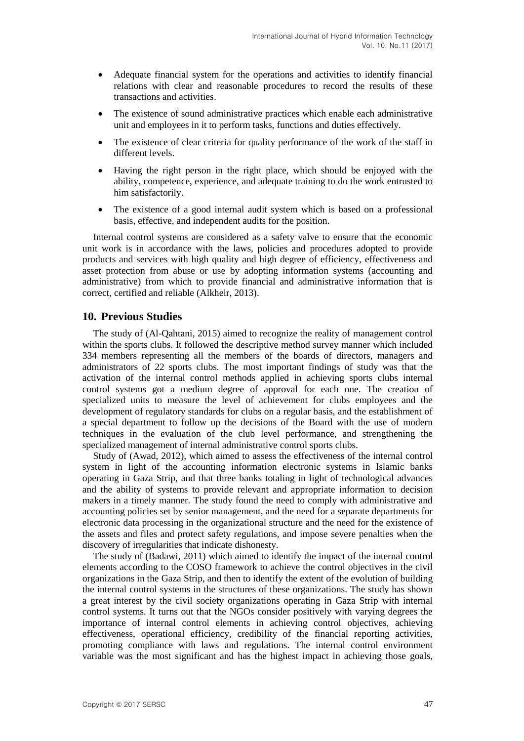- Adequate financial system for the operations and activities to identify financial relations with clear and reasonable procedures to record the results of these transactions and activities.
- The existence of sound administrative practices which enable each administrative unit and employees in it to perform tasks, functions and duties effectively.
- The existence of clear criteria for quality performance of the work of the staff in different levels.
- Having the right person in the right place, which should be enjoyed with the ability, competence, experience, and adequate training to do the work entrusted to him satisfactorily.
- The existence of a good internal audit system which is based on a professional basis, effective, and independent audits for the position.

Internal control systems are considered as a safety valve to ensure that the economic unit work is in accordance with the laws, policies and procedures adopted to provide products and services with high quality and high degree of efficiency, effectiveness and asset protection from abuse or use by adopting information systems (accounting and administrative) from which to provide financial and administrative information that is correct, certified and reliable (Alkheir, 2013).

## 10. Previous Studies

The study of (Al-Qahtani, 2015) aimed to recognize the reality of management control within the sports clubs. It followed the descriptive method survey manner which included 334 members representing all the members of the boards of directors, managers and administrators of 22 sports clubs. The most important findings of study was that the activation of the internal control methods applied in achieving sports clubs internal control systems got a medium degree of approval for each one. The creation of specialized units to measure the level of achievement for clubs employees and the development of regulatory standards for clubs on a regular basis, and the establishment of a special department to follow up the decisions of the Board with the use of modern techniques in the evaluation of the club level performance, and strengthening the specialized management of internal administrative control sports clubs.

Study of (Awad, 2012), which aimed to assess the effectiveness of the internal control system in light of the accounting information electronic systems in Islamic banks operating in Gaza Strip, and that three banks totaling in light of technological advances and the ability of systems to provide relevant and appropriate information to decision makers in a timely manner. The study found the need to comply with administrative and accounting policies set by senior management, and the need for a separate departments for electronic data processing in the organizational structure and the need for the existence of the assets and files and protect safety regulations, and impose severe penalties when the discovery of irregularities that indicate dishonesty.

The study of (Badawi, 2011) which aimed to identify the impact of the internal control elements according to the COSO framework to achieve the control objectives in the civil organizations in the Gaza Strip, and then to identify the extent of the evolution of building the internal control systems in the structures of these organizations. The study has shown a great interest by the civil society organizations operating in Gaza Strip with internal control systems. It turns out that the NGOs consider positively with varying degrees the importance of internal control elements in achieving control objectives, achieving effectiveness, operational efficiency, credibility of the financial reporting activities, promoting compliance with laws and regulations. The internal control environment variable was the most significant and has the highest impact in achieving those goals,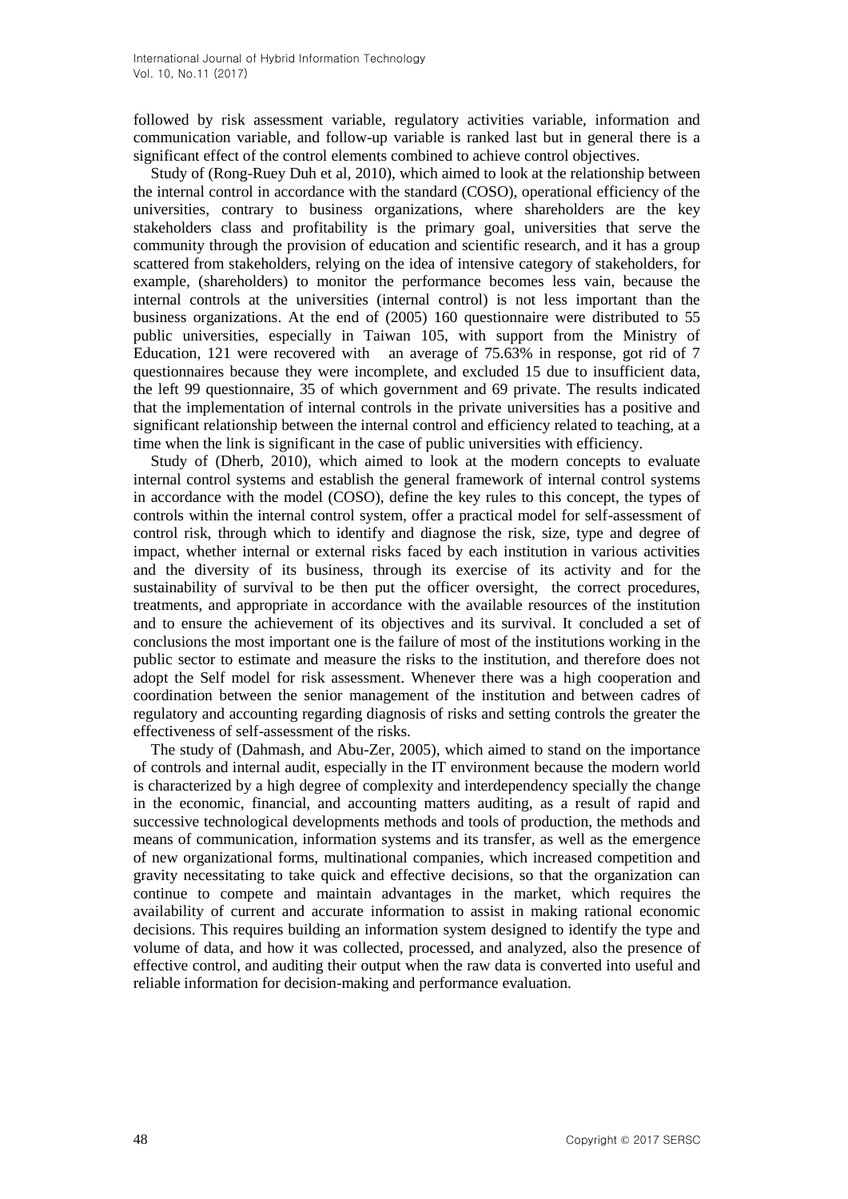followed by risk assessment variable, regulatory activities variable, information and communication variable, and follow-up variable is ranked last but in general there is a significant effect of the control elements combined to achieve control objectives.

Study of (Rong-Ruey Duh et al, 2010), which aimed to look at the relationship between the internal control in accordance with the standard (COSO), operational efficiency of the universities, contrary to business organizations, where shareholders are the key stakeholders class and profitability is the primary goal, universities that serve the community through the provision of education and scientific research, and it has a group scattered from stakeholders, relying on the idea of intensive category of stakeholders, for example, (shareholders) to monitor the performance becomes less vain, because the internal controls at the universities (internal control) is not less important than the business organizations. At the end of (2005) 160 questionnaire were distributed to 55 public universities, especially in Taiwan 105, with support from the Ministry of Education, 121 were recovered with an average of 75.63% in response, got rid of 7 questionnaires because they were incomplete, and excluded 15 due to insufficient data, the left 99 questionnaire, 35 of which government and 69 private. The results indicated that the implementation of internal controls in the private universities has a positive and significant relationship between the internal control and efficiency related to teaching, at a time when the link is significant in the case of public universities with efficiency.

Study of (Dherb, 2010), which aimed to look at the modern concepts to evaluate internal control systems and establish the general framework of internal control systems in accordance with the model (COSO), define the key rules to this concept, the types of controls within the internal control system, offer a practical model for self-assessment of control risk, through which to identify and diagnose the risk, size, type and degree of impact, whether internal or external risks faced by each institution in various activities and the diversity of its business, through its exercise of its activity and for the sustainability of survival to be then put the officer oversight, the correct procedures, treatments, and appropriate in accordance with the available resources of the institution and to ensure the achievement of its objectives and its survival. It concluded a set of conclusions the most important one is the failure of most of the institutions working in the public sector to estimate and measure the risks to the institution, and therefore does not adopt the Self model for risk assessment. Whenever there was a high cooperation and coordination between the senior management of the institution and between cadres of regulatory and accounting regarding diagnosis of risks and setting controls the greater the effectiveness of self-assessment of the risks.

The study of (Dahmash, and Abu-Zer, 2005), which aimed to stand on the importance of controls and internal audit, especially in the IT environment because the modern world is characterized by a high degree of complexity and interdependency specially the change in the economic, financial, and accounting matters auditing, as a result of rapid and successive technological developments methods and tools of production, the methods and means of communication, information systems and its transfer, as well as the emergence of new organizational forms, multinational companies, which increased competition and gravity necessitating to take quick and effective decisions, so that the organization can continue to compete and maintain advantages in the market, which requires the availability of current and accurate information to assist in making rational economic decisions. This requires building an information system designed to identify the type and volume of data, and how it was collected, processed, and analyzed, also the presence of effective control, and auditing their output when the raw data is converted into useful and reliable information for decision-making and performance evaluation.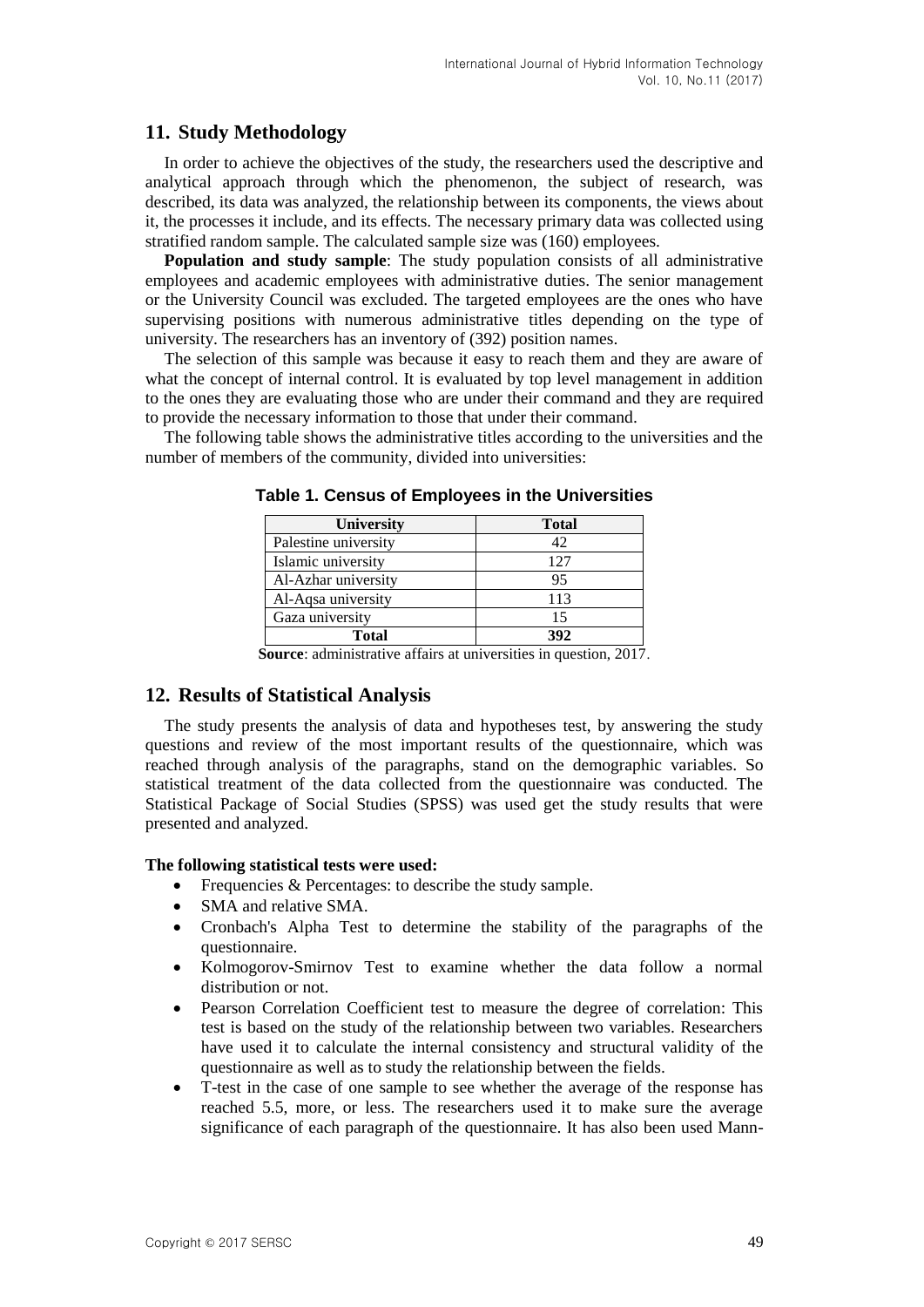## 11. Study Methodology

In order to achieve the objectives of the study, the researchers used the descriptive and analytical approach through which the phenomenon, the subject of research, was described, its data was analyzed, the relationship between its components, the views about it, the processes it include, and its effects. The necessary primary data was collected using stratified random sample. The calculated sample size was (160) employees.

**Population and study sample**: The study population consists of all administrative employees and academic employees with administrative duties. The senior management or the University Council was excluded. The targeted employees are the ones who have supervising positions with numerous administrative titles depending on the type of university. The researchers has an inventory of (392) position names.

The selection of this sample was because it easy to reach them and they are aware of what the concept of internal control. It is evaluated by top level management in addition to the ones they are evaluating those who are under their command and they are required to provide the necessary information to those that under their command.

The following table shows the administrative titles according to the universities and the number of members of the community, divided into universities:

**Table 1. Census of Employees in the Universities**

| University | Total |
|---|---|
| Palestine university | 42 |
| Islamic university | 127 |
| Al-Azhar university | 95 |
| Al-Aqsa university | 113 |
| Gaza university | 15 |
| **Total** | **392** |

**Source**: administrative affairs at universities in question, 2017.

## 12. Results of Statistical Analysis

The study presents the analysis of data and hypotheses test, by answering the study questions and review of the most important results of the questionnaire, which was reached through analysis of the paragraphs, stand on the demographic variables. So statistical treatment of the data collected from the questionnaire was conducted. The Statistical Package of Social Studies (SPSS) was used get the study results that were presented and analyzed.

**The following statistical tests were used:**

- Frequencies & Percentages: to describe the study sample.
- SMA and relative SMA.
- Cronbach's Alpha Test to determine the stability of the paragraphs of the questionnaire.
- Kolmogorov-Smirnov Test to examine whether the data follow a normal distribution or not.
- Pearson Correlation Coefficient test to measure the degree of correlation: This test is based on the study of the relationship between two variables. Researchers have used it to calculate the internal consistency and structural validity of the questionnaire as well as to study the relationship between the fields.
- T-test in the case of one sample to see whether the average of the response has reached 5.5, more, or less. The researchers used it to make sure the average significance of each paragraph of the questionnaire. It has also been used Mann-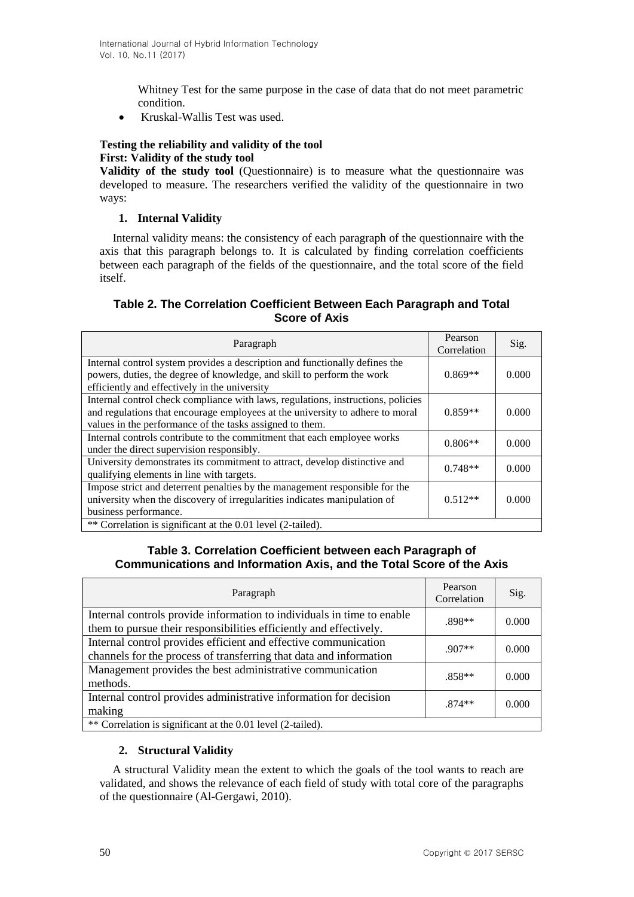Whitney Test for the same purpose in the case of data that do not meet parametric condition.

- Kruskal-Wallis Test was used.

**Testing the reliability and validity of the tool**

**First: Validity of the study tool**

**Validity of the study tool** (Questionnaire) is to measure what the questionnaire was developed to measure. The researchers verified the validity of the questionnaire in two ways:

**1. Internal Validity**

Internal validity means: the consistency of each paragraph of the questionnaire with the axis that this paragraph belongs to. It is calculated by finding correlation coefficients between each paragraph of the fields of the questionnaire, and the total score of the field itself.

**Table 2. The Correlation Coefficient Between Each Paragraph and Total Score of Axis**

| Paragraph | Pearson Correlation | Sig. |
|---|---|---|
| Internal control system provides a description and functionally defines the powers, duties, the degree of knowledge, and skill to perform the work efficiently and effectively in the university | 0.869** | 0.000 |
| Internal control check compliance with laws, regulations, instructions, policies and regulations that encourage employees at the university to adhere to moral values in the performance of the tasks assigned to them. | 0.859** | 0.000 |
| Internal controls contribute to the commitment that each employee works under the direct supervision responsibly. | 0.806** | 0.000 |
| University demonstrates its commitment to attract, develop distinctive and qualifying elements in line with targets. | 0.748** | 0.000 |
| Impose strict and deterrent penalties by the management responsible for the university when the discovery of irregularities indicates manipulation of business performance. | 0.512** | 0.000 |
| ** Correlation is significant at the 0.01 level (2-tailed). | | |

**Table 3. Correlation Coefficient between each Paragraph of Communications and Information Axis, and the Total Score of the Axis**

| Paragraph | Pearson Correlation | Sig. |
|---|---|---|
| Internal controls provide information to individuals in time to enable them to pursue their responsibilities efficiently and effectively. | .898** | 0.000 |
| Internal control provides efficient and effective communication channels for the process of transferring that data and information | .907** | 0.000 |
| Management provides the best administrative communication methods. | .858** | 0.000 |
| Internal control provides administrative information for decision making | .874** | 0.000 |
| ** Correlation is significant at the 0.01 level (2-tailed). | | |

**2. Structural Validity**

A structural Validity mean the extent to which the goals of the tool wants to reach are validated, and shows the relevance of each field of study with total core of the paragraphs of the questionnaire (Al-Gergawi, 2010).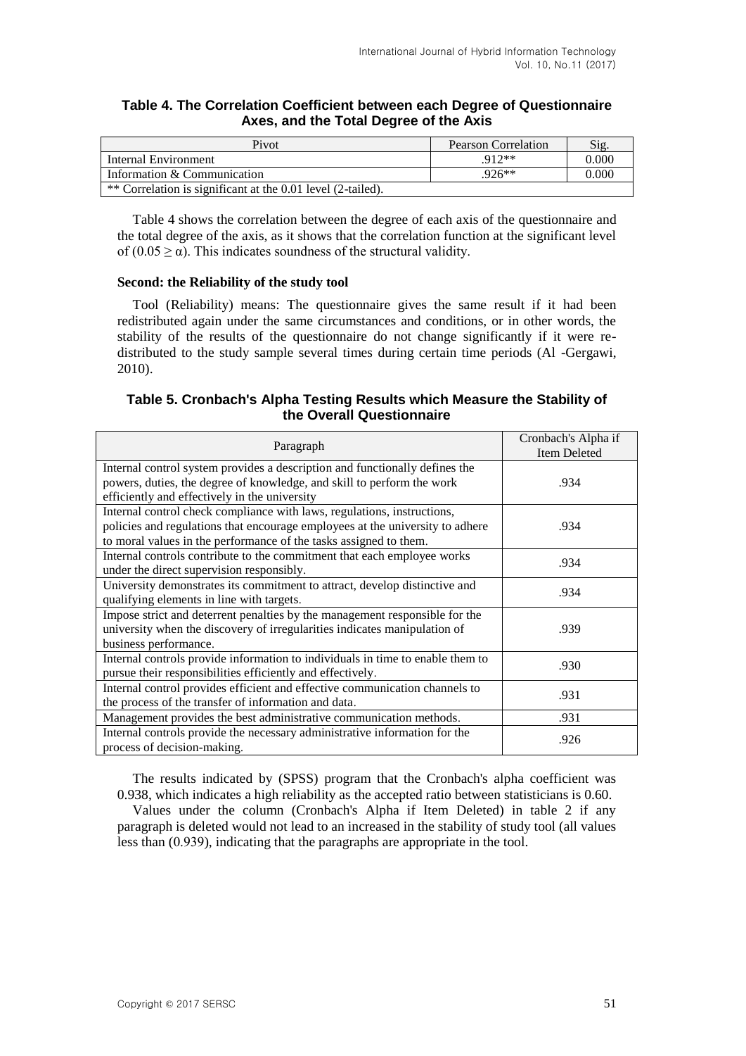**Table 4. The Correlation Coefficient between each Degree of Questionnaire Axes, and the Total Degree of the Axis**

| Pivot | Pearson Correlation | Sig. |
| --- | --- | --- |
| Internal Environment | .912** | 0.000 |
| Information & Communication | .926** | 0.000 |
| ** Correlation is significant at the 0.01 level (2-tailed). | | |

Table 4 shows the correlation between the degree of each axis of the questionnaire and the total degree of the axis, as it shows that the correlation function at the significant level of ($0.05 \geq \alpha$). This indicates soundness of the structural validity.

**Second: the Reliability of the study tool**

Tool (Reliability) means: The questionnaire gives the same result if it had been redistributed again under the same circumstances and conditions, or in other words, the stability of the results of the questionnaire do not change significantly if it were re-distributed to the study sample several times during certain time periods (Al -Gergawi, 2010).

**Table 5. Cronbach's Alpha Testing Results which Measure the Stability of the Overall Questionnaire**

| Paragraph | Cronbach's Alpha if Item Deleted |
| --- | --- |
| Internal control system provides a description and functionally defines the powers, duties, the degree of knowledge, and skill to perform the work efficiently and effectively in the university | .934 |
| Internal control check compliance with laws, regulations, instructions, policies and regulations that encourage employees at the university to adhere to moral values in the performance of the tasks assigned to them. | .934 |
| Internal controls contribute to the commitment that each employee works under the direct supervision responsibly. | .934 |
| University demonstrates its commitment to attract, develop distinctive and qualifying elements in line with targets. | .934 |
| Impose strict and deterrent penalties by the management responsible for the university when the discovery of irregularities indicates manipulation of business performance. | .939 |
| Internal controls provide information to individuals in time to enable them to pursue their responsibilities efficiently and effectively. | .930 |
| Internal control provides efficient and effective communication channels to the process of the transfer of information and data. | .931 |
| Management provides the best administrative communication methods. | .931 |
| Internal controls provide the necessary administrative information for the process of decision-making. | .926 |

The results indicated by (SPSS) program that the Cronbach's alpha coefficient was 0.938, which indicates a high reliability as the accepted ratio between statisticians is 0.60.

Values under the column (Cronbach's Alpha if Item Deleted) in table 2 if any paragraph is deleted would not lead to an increased in the stability of study tool (all values less than (0.939), indicating that the paragraphs are appropriate in the tool.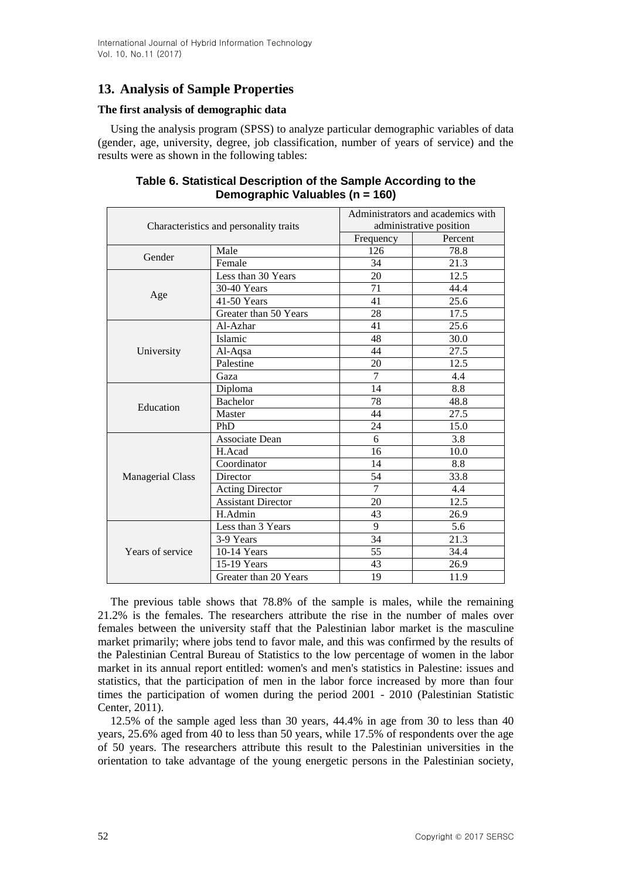## 13. Analysis of Sample Properties

**The first analysis of demographic data**

Using the analysis program (SPSS) to analyze particular demographic variables of data (gender, age, university, degree, job classification, number of years of service) and the results were as shown in the following tables:

**Table 6. Statistical Description of the Sample According to the Demographic Valuables (n = 160)**

| Characteristics and personality traits | | Administrators and academics with administrative position | |
|---|---|---|---|
| | | Frequency | Percent |
| Gender | Male | 126 | 78.8 |
| | Female | 34 | 21.3 |
| Age | Less than 30 Years | 20 | 12.5 |
| | 30-40 Years | 71 | 44.4 |
| | 41-50 Years | 41 | 25.6 |
| | Greater than 50 Years | 28 | 17.5 |
| University | Al-Azhar | 41 | 25.6 |
| | Islamic | 48 | 30.0 |
| | Al-Aqsa | 44 | 27.5 |
| | Palestine | 20 | 12.5 |
| | Gaza | 7 | 4.4 |
| Education | Diploma | 14 | 8.8 |
| | Bachelor | 78 | 48.8 |
| | Master | 44 | 27.5 |
| | PhD | 24 | 15.0 |
| Managerial Class | Associate Dean | 6 | 3.8 |
| | H.Acad | 16 | 10.0 |
| | Coordinator | 14 | 8.8 |
| | Director | 54 | 33.8 |
| | Acting Director | 7 | 4.4 |
| | Assistant Director | 20 | 12.5 |
| | H.Admin | 43 | 26.9 |
| Years of service | Less than 3 Years | 9 | 5.6 |
| | 3-9 Years | 34 | 21.3 |
| | 10-14 Years | 55 | 34.4 |
| | 15-19 Years | 43 | 26.9 |
| | Greater than 20 Years | 19 | 11.9 |

The previous table shows that 78.8% of the sample is males, while the remaining 21.2% is the females. The researchers attribute the rise in the number of males over females between the university staff that the Palestinian labor market is the masculine market primarily; where jobs tend to favor male, and this was confirmed by the results of the Palestinian Central Bureau of Statistics to the low percentage of women in the labor market in its annual report entitled: women's and men's statistics in Palestine: issues and statistics, that the participation of men in the labor force increased by more than four times the participation of women during the period 2001 - 2010 (Palestinian Statistic Center, 2011).

12.5% of the sample aged less than 30 years, 44.4% in age from 30 to less than 40 years, 25.6% aged from 40 to less than 50 years, while 17.5% of respondents over the age of 50 years. The researchers attribute this result to the Palestinian universities in the orientation to take advantage of the young energetic persons in the Palestinian society,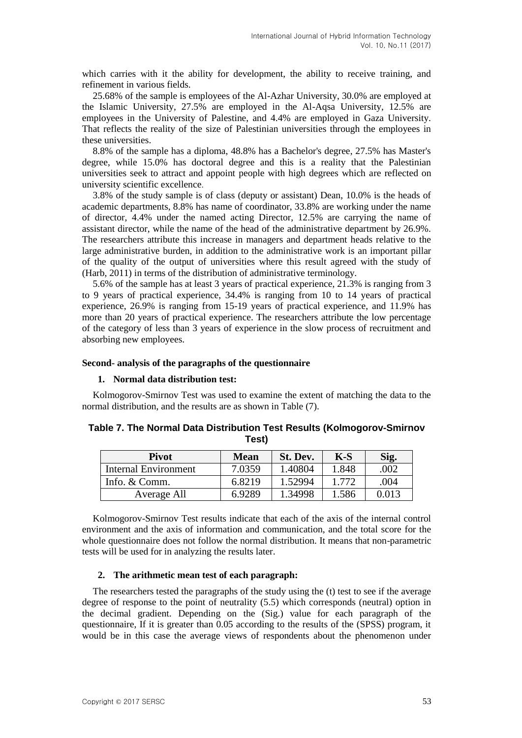which carries with it the ability for development, the ability to receive training, and refinement in various fields.

25.68% of the sample is employees of the Al-Azhar University, 30.0% are employed at the Islamic University, 27.5% are employed in the Al-Aqsa University, 12.5% are employees in the University of Palestine, and 4.4% are employed in Gaza University. That reflects the reality of the size of Palestinian universities through the employees in these universities.

8.8% of the sample has a diploma, 48.8% has a Bachelor's degree, 27.5% has Master's degree, while 15.0% has doctoral degree and this is a reality that the Palestinian universities seek to attract and appoint people with high degrees which are reflected on university scientific excellence.

3.8% of the study sample is of class (deputy or assistant) Dean, 10.0% is the heads of academic departments, 8.8% has name of coordinator, 33.8% are working under the name of director, 4.4% under the named acting Director, 12.5% are carrying the name of assistant director, while the name of the head of the administrative department by 26.9%. The researchers attribute this increase in managers and department heads relative to the large administrative burden, in addition to the administrative work is an important pillar of the quality of the output of universities where this result agreed with the study of (Harb, 2011) in terms of the distribution of administrative terminology.

5.6% of the sample has at least 3 years of practical experience, 21.3% is ranging from 3 to 9 years of practical experience, 34.4% is ranging from 10 to 14 years of practical experience, 26.9% is ranging from 15-19 years of practical experience, and 11.9% has more than 20 years of practical experience. The researchers attribute the low percentage of the category of less than 3 years of experience in the slow process of recruitment and absorbing new employees.

**Second- analysis of the paragraphs of the questionnaire**

**1. Normal data distribution test:**

Kolmogorov-Smirnov Test was used to examine the extent of matching the data to the normal distribution, and the results are as shown in Table (7).

**Table 7. The Normal Data Distribution Test Results (Kolmogorov-Smirnov Test)**

| Pivot | Mean | St. Dev. | K-S | Sig. |
|---|---|---|---|---|
| Internal Environment | 7.0359 | 1.40804 | 1.848 | .002 |
| Info. & Comm. | 6.8219 | 1.52994 | 1.772 | .004 |
| Average All | 6.9289 | 1.34998 | 1.586 | 0.013 |

Kolmogorov-Smirnov Test results indicate that each of the axis of the internal control environment and the axis of information and communication, and the total score for the whole questionnaire does not follow the normal distribution. It means that non-parametric tests will be used for in analyzing the results later.

**2. The arithmetic mean test of each paragraph:**

The researchers tested the paragraphs of the study using the (t) test to see if the average degree of response to the point of neutrality (5.5) which corresponds (neutral) option in the decimal gradient. Depending on the (Sig.) value for each paragraph of the questionnaire, If it is greater than 0.05 according to the results of the (SPSS) program, it would be in this case the average views of respondents about the phenomenon under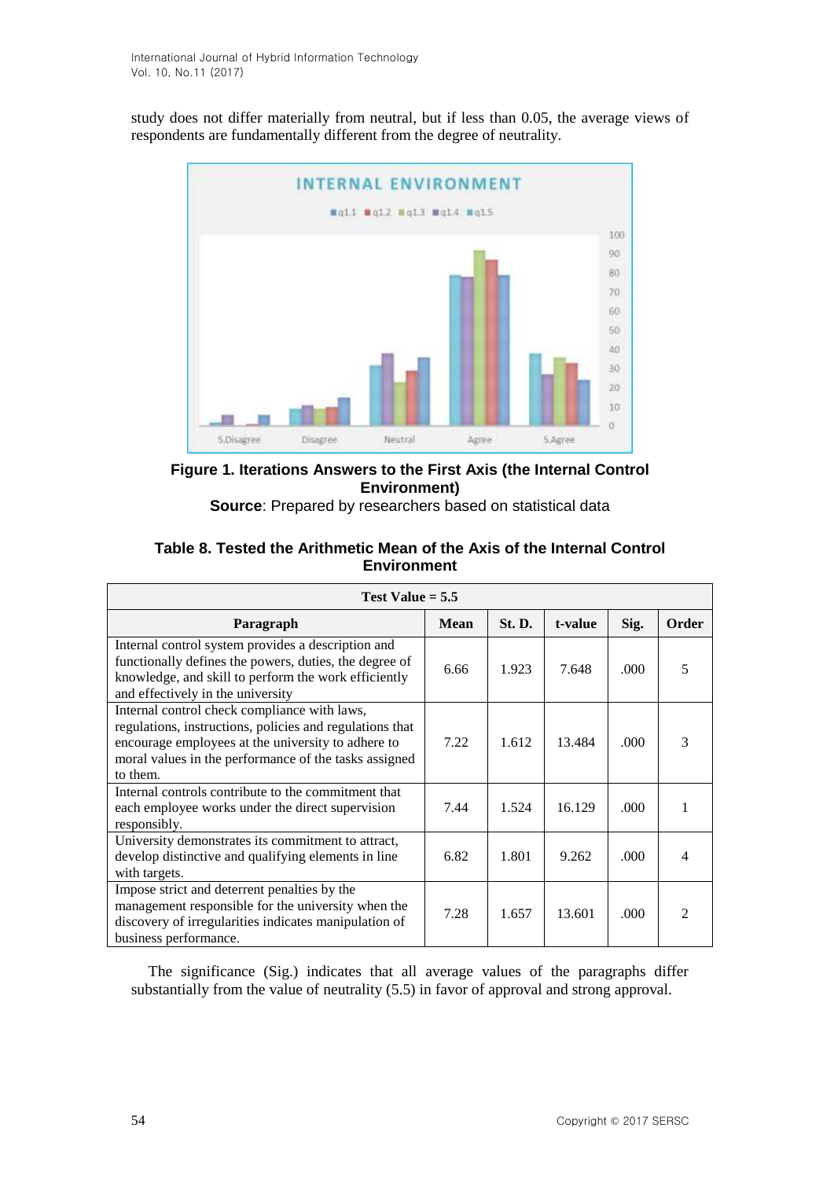study does not differ materially from neutral, but if less than 0.05, the average views of respondents are fundamentally different from the degree of neutrality.

INTERNAL ENVIRONMENT

q1.1 q1.2 q1.3 q1.4 q1.5

100
90
80
70
60
50
40
30
20
10
0

S.Disagree Disagree Neutral Agree S.Agree

**Figure 1. Iterations Answers to the First Axis (the Internal Control Environment)**

**Source**: Prepared by researchers based on statistical data

**Table 8. Tested the Arithmetic Mean of the Axis of the Internal Control Environment**

| Test Value = 5.5 | | | | | |
|---|---|---|---|---|---|
| **Paragraph** | **Mean** | **St. D.** | **t-value** | **Sig.** | **Order** |
| Internal control system provides a description and functionally defines the powers, duties, the degree of knowledge, and skill to perform the work efficiently and effectively in the university | 6.66 | 1.923 | 7.648 | .000 | 5 |
| Internal control check compliance with laws, regulations, instructions, policies and regulations that encourage employees at the university to adhere to moral values in the performance of the tasks assigned to them. | 7.22 | 1.612 | 13.484 | .000 | 3 |
| Internal controls contribute to the commitment that each employee works under the direct supervision responsibly. | 7.44 | 1.524 | 16.129 | .000 | 1 |
| University demonstrates its commitment to attract, develop distinctive and qualifying elements in line with targets. | 6.82 | 1.801 | 9.262 | .000 | 4 |
| Impose strict and deterrent penalties by the management responsible for the university when the discovery of irregularities indicates manipulation of business performance. | 7.28 | 1.657 | 13.601 | .000 | 2 |

The significance (Sig.) indicates that all average values of the paragraphs differ substantially from the value of neutrality (5.5) in favor of approval and strong approval.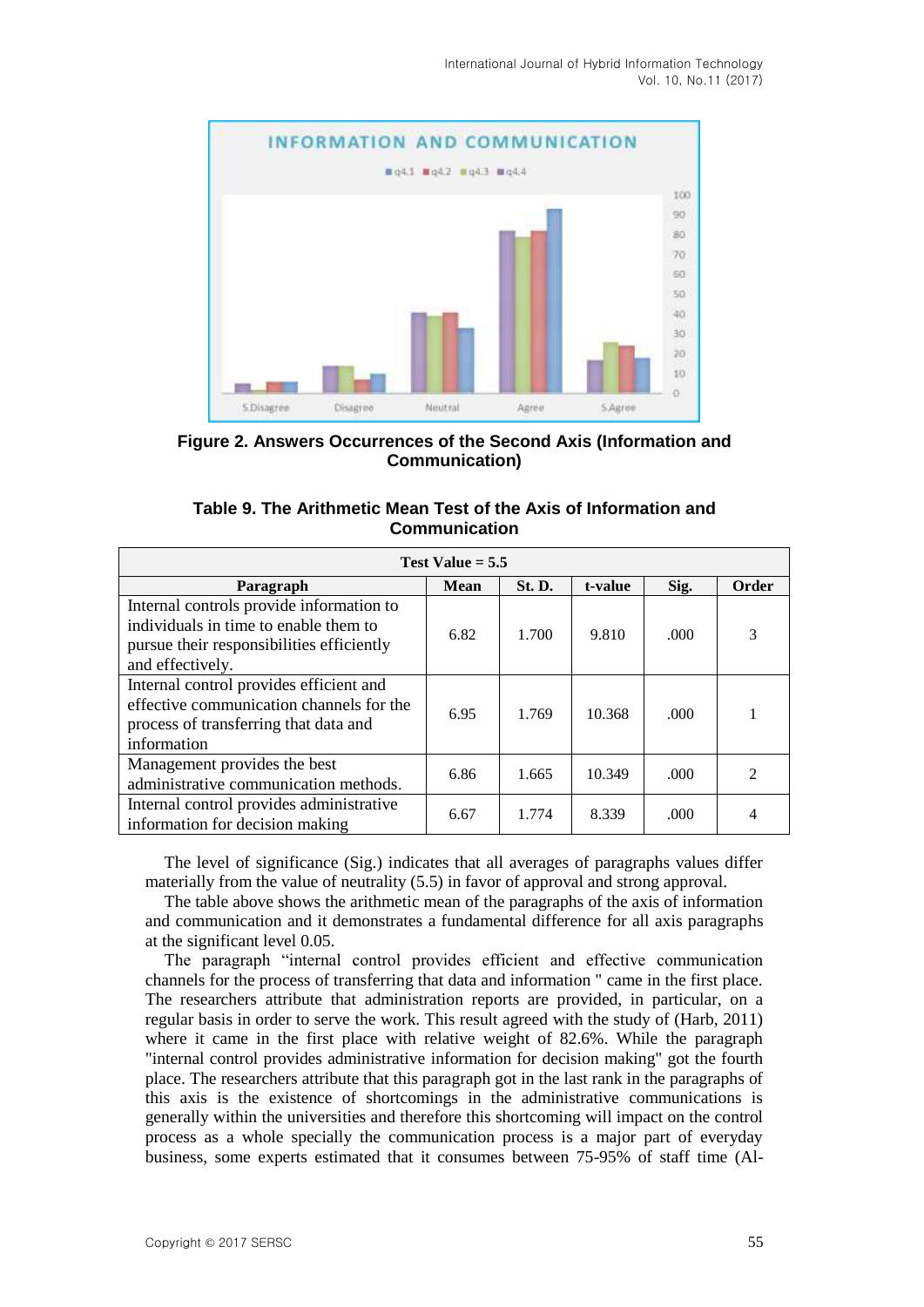INFORMATION AND COMMUNICATION

q4.1 q4.2 q4.3 q4.4

100
90
80
70
60
50
40
30
20
10
0

S.Disagree Disagree Neutral Agree S.Agree

**Figure 2. Answers Occurrences of the Second Axis (Information and Communication)**

**Table 9. The Arithmetic Mean Test of the Axis of Information and Communication**

| Test Value = 5.5 | | | | | |
|---|---|---|---|---|---|
| **Paragraph** | **Mean** | **St. D.** | **t-value** | **Sig.** | **Order** |
| Internal controls provide information to individuals in time to enable them to pursue their responsibilities efficiently and effectively. | 6.82 | 1.700 | 9.810 | .000 | 3 |
| Internal control provides efficient and effective communication channels for the process of transferring that data and information | 6.95 | 1.769 | 10.368 | .000 | 1 |
| Management provides the best administrative communication methods. | 6.86 | 1.665 | 10.349 | .000 | 2 |
| Internal control provides administrative information for decision making | 6.67 | 1.774 | 8.339 | .000 | 4 |

The level of significance (Sig.) indicates that all averages of paragraphs values differ materially from the value of neutrality (5.5) in favor of approval and strong approval.

The table above shows the arithmetic mean of the paragraphs of the axis of information and communication and it demonstrates a fundamental difference for all axis paragraphs at the significant level 0.05.

The paragraph "internal control provides efficient and effective communication channels for the process of transferring that data and information " came in the first place. The researchers attribute that administration reports are provided, in particular, on a regular basis in order to serve the work. This result agreed with the study of (Harb, 2011) where it came in the first place with relative weight of 82.6%. While the paragraph "internal control provides administrative information for decision making" got the fourth place. The researchers attribute that this paragraph got in the last rank in the paragraphs of this axis is the existence of shortcomings in the administrative communications is generally within the universities and therefore this shortcoming will impact on the control process as a whole specially the communication process is a major part of everyday business, some experts estimated that it consumes between 75-95% of staff time (Al-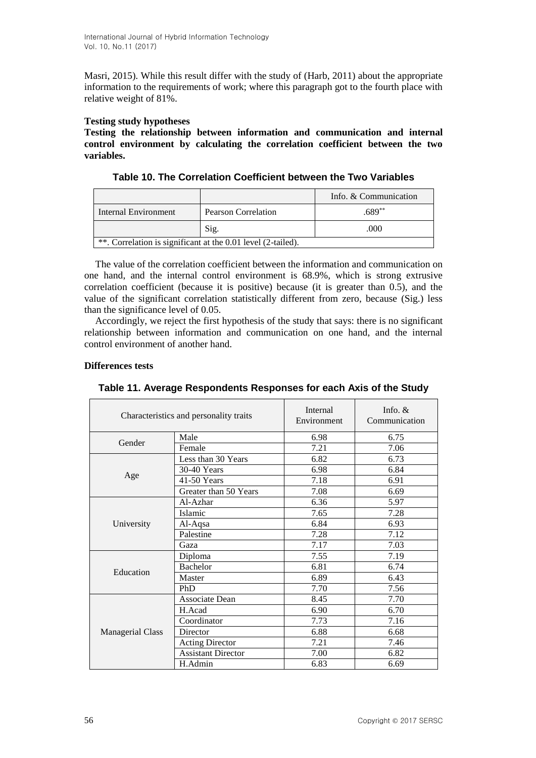Masri, 2015). While this result differ with the study of (Harb, 2011) about the appropriate information to the requirements of work; where this paragraph got to the fourth place with relative weight of 81%.

**Testing study hypotheses**

**Testing the relationship between information and communication and internal control environment by calculating the correlation coefficient between the two variables.**

**Table 10. The Correlation Coefficient between the Two Variables**

| | | Info. & Communication |
|---|---|---|
| Internal Environment | Pearson Correlation | .689** |
| | Sig. | .000 |
| **. Correlation is significant at the 0.01 level (2-tailed). | | |

The value of the correlation coefficient between the information and communication on one hand, and the internal control environment is 68.9%, which is strong extrusive correlation coefficient (because it is positive) because (it is greater than 0.5), and the value of the significant correlation statistically different from zero, because (Sig.) less than the significance level of 0.05.

Accordingly, we reject the first hypothesis of the study that says: there is no significant relationship between information and communication on one hand, and the internal control environment of another hand.

**Differences tests**

**Table 11. Average Respondents Responses for each Axis of the Study**

| Characteristics and personality traits | | Internal Environment | Info. & Communication |
|---|---|---|---|
| Gender | Male | 6.98 | 6.75 |
| | Female | 7.21 | 7.06 |
| Age | Less than 30 Years | 6.82 | 6.73 |
| | 30-40 Years | 6.98 | 6.84 |
| | 41-50 Years | 7.18 | 6.91 |
| | Greater than 50 Years | 7.08 | 6.69 |
| University | Al-Azhar | 6.36 | 5.97 |
| | Islamic | 7.65 | 7.28 |
| | Al-Aqsa | 6.84 | 6.93 |
| | Palestine | 7.28 | 7.12 |
| | Gaza | 7.17 | 7.03 |
| Education | Diploma | 7.55 | 7.19 |
| | Bachelor | 6.81 | 6.74 |
| | Master | 6.89 | 6.43 |
| | PhD | 7.70 | 7.56 |
| Managerial Class | Associate Dean | 8.45 | 7.70 |
| | H.Acad | 6.90 | 6.70 |
| | Coordinator | 7.73 | 7.16 |
| | Director | 6.88 | 6.68 |
| | Acting Director | 7.21 | 7.46 |
| | Assistant Director | 7.00 | 6.82 |
| | H.Admin | 6.83 | 6.69 |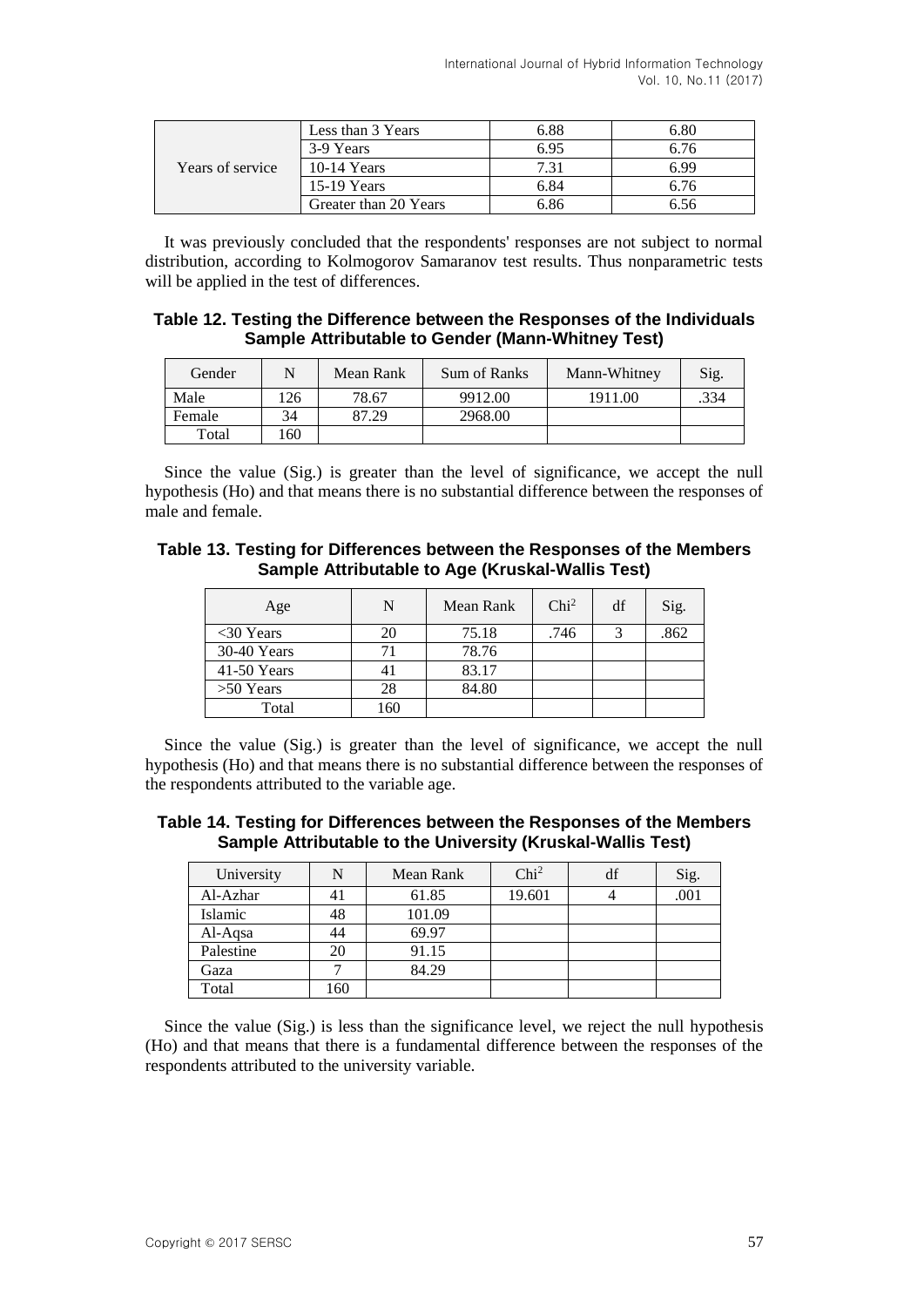| | | | |
|---|---|---|---|
| Years of service | Less than 3 Years | 6.88 | 6.80 |
| | 3-9 Years | 6.95 | 6.76 |
| | 10-14 Years | 7.31 | 6.99 |
| | 15-19 Years | 6.84 | 6.76 |
| | Greater than 20 Years | 6.86 | 6.56 |

It was previously concluded that the respondents' responses are not subject to normal distribution, according to Kolmogorov Samaranov test results. Thus nonparametric tests will be applied in the test of differences.

**Table 12. Testing the Difference between the Responses of the Individuals Sample Attributable to Gender (Mann-Whitney Test)**

| Gender | N | Mean Rank | Sum of Ranks | Mann-Whitney | Sig. |
|---|---|---|---|---|---|
| Male | 126 | 78.67 | 9912.00 | 1911.00 | .334 |
| Female | 34 | 87.29 | 2968.00 | | |
| Total | 160 | | | | |

Since the value (Sig.) is greater than the level of significance, we accept the null hypothesis (Ho) and that means there is no substantial difference between the responses of male and female.

**Table 13. Testing for Differences between the Responses of the Members Sample Attributable to Age (Kruskal-Wallis Test)**

| Age | N | Mean Rank | $Chi^2$ | df | Sig. |
|---|---|---|---|---|---|
| <30 Years | 20 | 75.18 | .746 | 3 | .862 |
| 30-40 Years | 71 | 78.76 | | | |
| 41-50 Years | 41 | 83.17 | | | |
| >50 Years | 28 | 84.80 | | | |
| Total | 160 | | | | |

Since the value (Sig.) is greater than the level of significance, we accept the null hypothesis (Ho) and that means there is no substantial difference between the responses of the respondents attributed to the variable age.

**Table 14. Testing for Differences between the Responses of the Members Sample Attributable to the University (Kruskal-Wallis Test)**

| University | N | Mean Rank | $Chi^2$ | df | Sig. |
|---|---|---|---|---|---|
| Al-Azhar | 41 | 61.85 | 19.601 | 4 | .001 |
| Islamic | 48 | 101.09 | | | |
| Al-Aqsa | 44 | 69.97 | | | |
| Palestine | 20 | 91.15 | | | |
| Gaza | 7 | 84.29 | | | |
| Total | 160 | | | | |

Since the value (Sig.) is less than the significance level, we reject the null hypothesis (Ho) and that means that there is a fundamental difference between the responses of the respondents attributed to the university variable.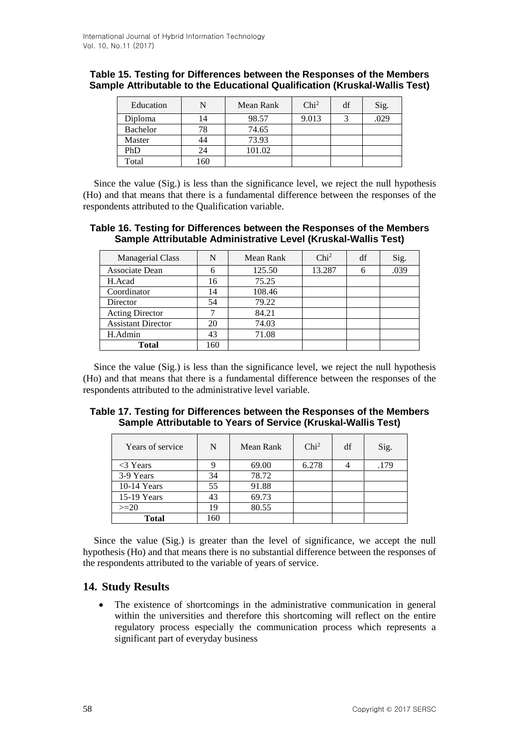**Table 15. Testing for Differences between the Responses of the Members Sample Attributable to the Educational Qualification (Kruskal-Wallis Test)**

| Education | N | Mean Rank | $Chi^2$ | df | Sig. |
|---|---|---|---|---|---|
| Diploma | 14 | 98.57 | 9.013 | 3 | .029 |
| Bachelor | 78 | 74.65 | | | |
| Master | 44 | 73.93 | | | |
| PhD | 24 | 101.02 | | | |
| Total | 160 | | | | |

Since the value (Sig.) is less than the significance level, we reject the null hypothesis (Ho) and that means that there is a fundamental difference between the responses of the respondents attributed to the Qualification variable.

**Table 16. Testing for Differences between the Responses of the Members Sample Attributable Administrative Level (Kruskal-Wallis Test)**

| Managerial Class | N | Mean Rank | $Chi^2$ | df | Sig. |
|---|---|---|---|---|---|
| Associate Dean | 6 | 125.50 | 13.287 | 6 | .039 |
| H.Acad | 16 | 75.25 | | | |
| Coordinator | 14 | 108.46 | | | |
| Director | 54 | 79.22 | | | |
| Acting Director | 7 | 84.21 | | | |
| Assistant Director | 20 | 74.03 | | | |
| H.Admin | 43 | 71.08 | | | |
| **Total** | 160 | | | | |

Since the value (Sig.) is less than the significance level, we reject the null hypothesis (Ho) and that means that there is a fundamental difference between the responses of the respondents attributed to the administrative level variable.

**Table 17. Testing for Differences between the Responses of the Members Sample Attributable to Years of Service (Kruskal-Wallis Test)**

| Years of service | N | Mean Rank | $Chi^2$ | df | Sig. |
|---|---|---|---|---|---|
| <3 Years | 9 | 69.00 | 6.278 | 4 | .179 |
| 3-9 Years | 34 | 78.72 | | | |
| 10-14 Years | 55 | 91.88 | | | |
| 15-19 Years | 43 | 69.73 | | | |
| >=20 | 19 | 80.55 | | | |
| **Total** | 160 | | | | |

Since the value (Sig.) is greater than the level of significance, we accept the null hypothesis (Ho) and that means there is no substantial difference between the responses of the respondents attributed to the variable of years of service.

## 14. Study Results

- The existence of shortcomings in the administrative communication in general within the universities and therefore this shortcoming will reflect on the entire regulatory process especially the communication process which represents a significant part of everyday business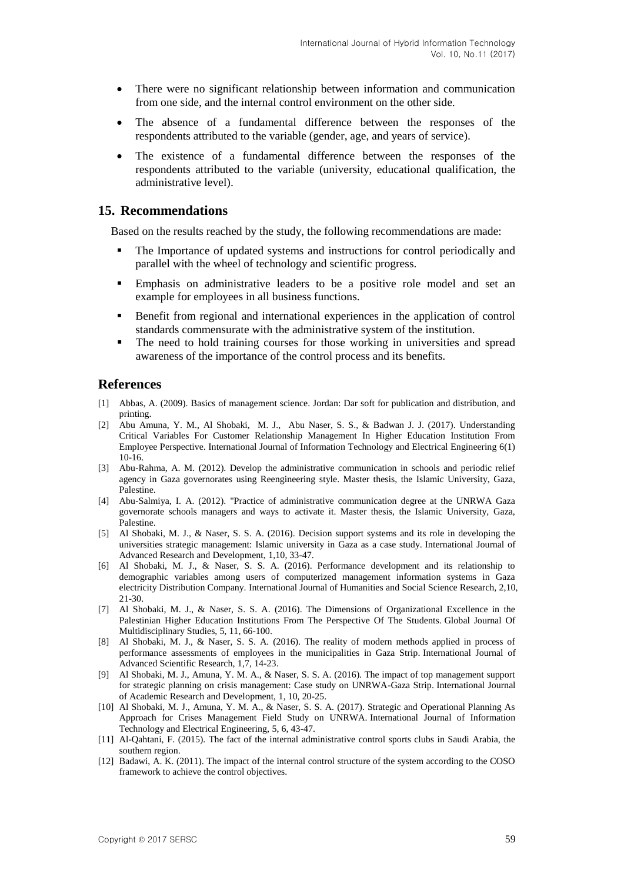- There were no significant relationship between information and communication from one side, and the internal control environment on the other side.
- The absence of a fundamental difference between the responses of the respondents attributed to the variable (gender, age, and years of service).
- The existence of a fundamental difference between the responses of the respondents attributed to the variable (university, educational qualification, the administrative level).

## 15. Recommendations

Based on the results reached by the study, the following recommendations are made:

- The Importance of updated systems and instructions for control periodically and parallel with the wheel of technology and scientific progress.
- Emphasis on administrative leaders to be a positive role model and set an example for employees in all business functions.
- Benefit from regional and international experiences in the application of control standards commensurate with the administrative system of the institution.
- The need to hold training courses for those working in universities and spread awareness of the importance of the control process and its benefits.

## References

[1] Abbas, A. (2009). Basics of management science. Jordan: Dar soft for publication and distribution, and printing.

[2] Abu Amuna, Y. M., Al Shobaki, M. J., Abu Naser, S. S., & Badwan J. J. (2017). Understanding Critical Variables For Customer Relationship Management In Higher Education Institution From Employee Perspective. International Journal of Information Technology and Electrical Engineering 6(1) 10-16.

[3] Abu-Rahma, A. M. (2012). Develop the administrative communication in schools and periodic relief agency in Gaza governorates using Reengineering style. Master thesis, the Islamic University, Gaza, Palestine.

[4] Abu-Salmiya, I. A. (2012). "Practice of administrative communication degree at the UNRWA Gaza governorate schools managers and ways to activate it. Master thesis, the Islamic University, Gaza, Palestine.

[5] Al Shobaki, M. J., & Naser, S. S. A. (2016). Decision support systems and its role in developing the universities strategic management: Islamic university in Gaza as a case study. International Journal of Advanced Research and Development, 1,10, 33-47.

[6] Al Shobaki, M. J., & Naser, S. S. A. (2016). Performance development and its relationship to demographic variables among users of computerized management information systems in Gaza electricity Distribution Company. International Journal of Humanities and Social Science Research, 2,10, 21-30.

[7] Al Shobaki, M. J., & Naser, S. S. A. (2016). The Dimensions of Organizational Excellence in the Palestinian Higher Education Institutions From The Perspective Of The Students. Global Journal Of Multidisciplinary Studies, 5, 11, 66-100.

[8] Al Shobaki, M. J., & Naser, S. S. A. (2016). The reality of modern methods applied in process of performance assessments of employees in the municipalities in Gaza Strip. International Journal of Advanced Scientific Research, 1,7, 14-23.

[9] Al Shobaki, M. J., Amuna, Y. M. A., & Naser, S. S. A. (2016). The impact of top management support for strategic planning on crisis management: Case study on UNRWA-Gaza Strip. International Journal of Academic Research and Development, 1, 10, 20-25.

[10] Al Shobaki, M. J., Amuna, Y. M. A., & Naser, S. S. A. (2017). Strategic and Operational Planning As Approach for Crises Management Field Study on UNRWA. International Journal of Information Technology and Electrical Engineering, 5, 6, 43-47.

[11] Al-Qahtani, F. (2015). The fact of the internal administrative control sports clubs in Saudi Arabia, the southern region.

[12] Badawi, A. K. (2011). The impact of the internal control structure of the system according to the COSO framework to achieve the control objectives.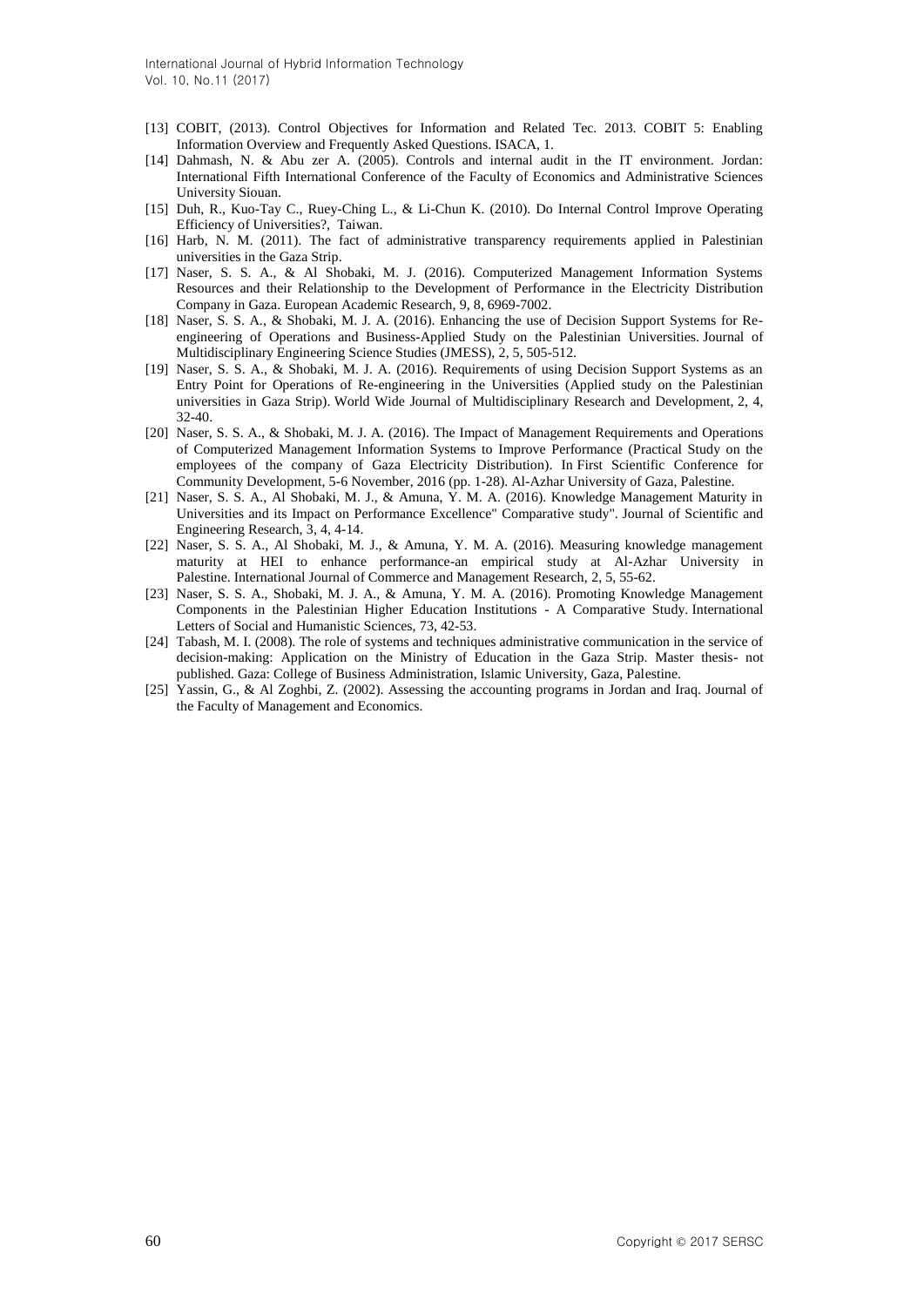[13] COBIT, (2013). Control Objectives for Information and Related Tec. 2013. COBIT 5: Enabling Information Overview and Frequently Asked Questions. ISACA, 1.

[14] Dahmash, N. & Abu zer A. (2005). Controls and internal audit in the IT environment. Jordan: International Fifth International Conference of the Faculty of Economics and Administrative Sciences University Siouan.

[15] Duh, R., Kuo-Tay C., Ruey-Ching L., & Li-Chun K. (2010). Do Internal Control Improve Operating Efficiency of Universities?, Taiwan.

[16] Harb, N. M. (2011). The fact of administrative transparency requirements applied in Palestinian universities in the Gaza Strip.

[17] Naser, S. S. A., & Al Shobaki, M. J. (2016). Computerized Management Information Systems Resources and their Relationship to the Development of Performance in the Electricity Distribution Company in Gaza. European Academic Research, 9, 8, 6969-7002.

[18] Naser, S. S. A., & Shobaki, M. J. A. (2016). Enhancing the use of Decision Support Systems for Re-engineering of Operations and Business-Applied Study on the Palestinian Universities. Journal of Multidisciplinary Engineering Science Studies (JMESS), 2, 5, 505-512.

[19] Naser, S. S. A., & Shobaki, M. J. A. (2016). Requirements of using Decision Support Systems as an Entry Point for Operations of Re-engineering in the Universities (Applied study on the Palestinian universities in Gaza Strip). World Wide Journal of Multidisciplinary Research and Development, 2, 4, 32-40.

[20] Naser, S. S. A., & Shobaki, M. J. A. (2016). The Impact of Management Requirements and Operations of Computerized Management Information Systems to Improve Performance (Practical Study on the employees of the company of Gaza Electricity Distribution). In First Scientific Conference for Community Development, 5-6 November, 2016 (pp. 1-28). Al-Azhar University of Gaza, Palestine.

[21] Naser, S. S. A., Al Shobaki, M. J., & Amuna, Y. M. A. (2016). Knowledge Management Maturity in Universities and its Impact on Performance Excellence" Comparative study". Journal of Scientific and Engineering Research, 3, 4, 4-14.

[22] Naser, S. S. A., Al Shobaki, M. J., & Amuna, Y. M. A. (2016). Measuring knowledge management maturity at HEI to enhance performance-an empirical study at Al-Azhar University in Palestine. International Journal of Commerce and Management Research, 2, 5, 55-62.

[23] Naser, S. S. A., Shobaki, M. J. A., & Amuna, Y. M. A. (2016). Promoting Knowledge Management Components in the Palestinian Higher Education Institutions - A Comparative Study. International Letters of Social and Humanistic Sciences, 73, 42-53.

[24] Tabash, M. I. (2008). The role of systems and techniques administrative communication in the service of decision-making: Application on the Ministry of Education in the Gaza Strip. Master thesis- not published. Gaza: College of Business Administration, Islamic University, Gaza, Palestine.

[25] Yassin, G., & Al Zoghbi, Z. (2002). Assessing the accounting programs in Jordan and Iraq. Journal of the Faculty of Management and Economics.